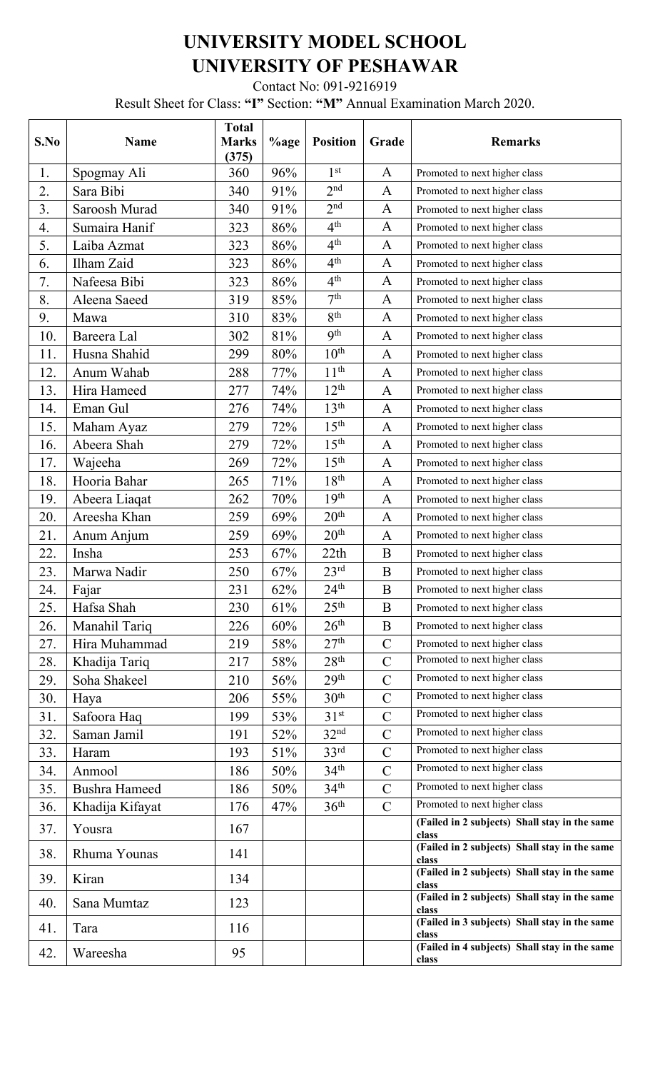# UNIVERSITY MODEL SCHOOL
# UNIVERSITY OF PESHAWAR

Contact No: 091-9216919

Result Sheet for Class: **"I"** Section: **"M"** Annual Examination March 2020.

| S.No | Name | Total Marks (375) | %age | Position | Grade | Remarks |
|---|---|---|---|---|---|---|
| 1. | Spogmay Ali | 360 | 96% | 1st | A | Promoted to next higher class |
| 2. | Sara Bibi | 340 | 91% | 2nd | A | Promoted to next higher class |
| 3. | Saroosh Murad | 340 | 91% | 2nd | A | Promoted to next higher class |
| 4. | Sumaira Hanif | 323 | 86% | 4th | A | Promoted to next higher class |
| 5. | Laiba Azmat | 323 | 86% | 4th | A | Promoted to next higher class |
| 6. | Ilham Zaid | 323 | 86% | 4th | A | Promoted to next higher class |
| 7. | Nafeesa Bibi | 323 | 86% | 4th | A | Promoted to next higher class |
| 8. | Aleena Saeed | 319 | 85% | 7th | A | Promoted to next higher class |
| 9. | Mawa | 310 | 83% | 8th | A | Promoted to next higher class |
| 10. | Bareera Lal | 302 | 81% | 9th | A | Promoted to next higher class |
| 11. | Husna Shahid | 299 | 80% | 10th | A | Promoted to next higher class |
| 12. | Anum Wahab | 288 | 77% | 11th | A | Promoted to next higher class |
| 13. | Hira Hameed | 277 | 74% | 12th | A | Promoted to next higher class |
| 14. | Eman Gul | 276 | 74% | 13th | A | Promoted to next higher class |
| 15. | Maham Ayaz | 279 | 72% | 15th | A | Promoted to next higher class |
| 16. | Abeera Shah | 279 | 72% | 15th | A | Promoted to next higher class |
| 17. | Wajeeha | 269 | 72% | 15th | A | Promoted to next higher class |
| 18. | Hooria Bahar | 265 | 71% | 18th | A | Promoted to next higher class |
| 19. | Abeera Liaqat | 262 | 70% | 19th | A | Promoted to next higher class |
| 20. | Areesha Khan | 259 | 69% | 20th | A | Promoted to next higher class |
| 21. | Anum Anjum | 259 | 69% | 20th | A | Promoted to next higher class |
| 22. | Insha | 253 | 67% | 22th | B | Promoted to next higher class |
| 23. | Marwa Nadir | 250 | 67% | 23rd | B | Promoted to next higher class |
| 24. | Fajar | 231 | 62% | 24th | B | Promoted to next higher class |
| 25. | Hafsa Shah | 230 | 61% | 25th | B | Promoted to next higher class |
| 26. | Manahil Tariq | 226 | 60% | 26th | B | Promoted to next higher class |
| 27. | Hira Muhammad | 219 | 58% | 27th | C | Promoted to next higher class |
| 28. | Khadija Tariq | 217 | 58% | 28th | C | Promoted to next higher class |
| 29. | Soha Shakeel | 210 | 56% | 29th | C | Promoted to next higher class |
| 30. | Haya | 206 | 55% | 30th | C | Promoted to next higher class |
| 31. | Safoora Haq | 199 | 53% | 31st | C | Promoted to next higher class |
| 32. | Saman Jamil | 191 | 52% | 32nd | C | Promoted to next higher class |
| 33. | Haram | 193 | 51% | 33rd | C | Promoted to next higher class |
| 34. | Anmool | 186 | 50% | 34th | C | Promoted to next higher class |
| 35. | Bushra Hameed | 186 | 50% | 34th | C | Promoted to next higher class |
| 36. | Khadija Kifayat | 176 | 47% | 36th | C | Promoted to next higher class |
| 37. | Yousra | 167 | | | | **(Failed in 2 subjects) Shall stay in the same class** |
| 38. | Rhuma Younas | 141 | | | | **(Failed in 2 subjects) Shall stay in the same class** |
| 39. | Kiran | 134 | | | | **(Failed in 2 subjects) Shall stay in the same class** |
| 40. | Sana Mumtaz | 123 | | | | **(Failed in 2 subjects) Shall stay in the same class** |
| 41. | Tara | 116 | | | | **(Failed in 3 subjects) Shall stay in the same class** |
| 42. | Wareesha | 95 | | | | **(Failed in 4 subjects) Shall stay in the same class** |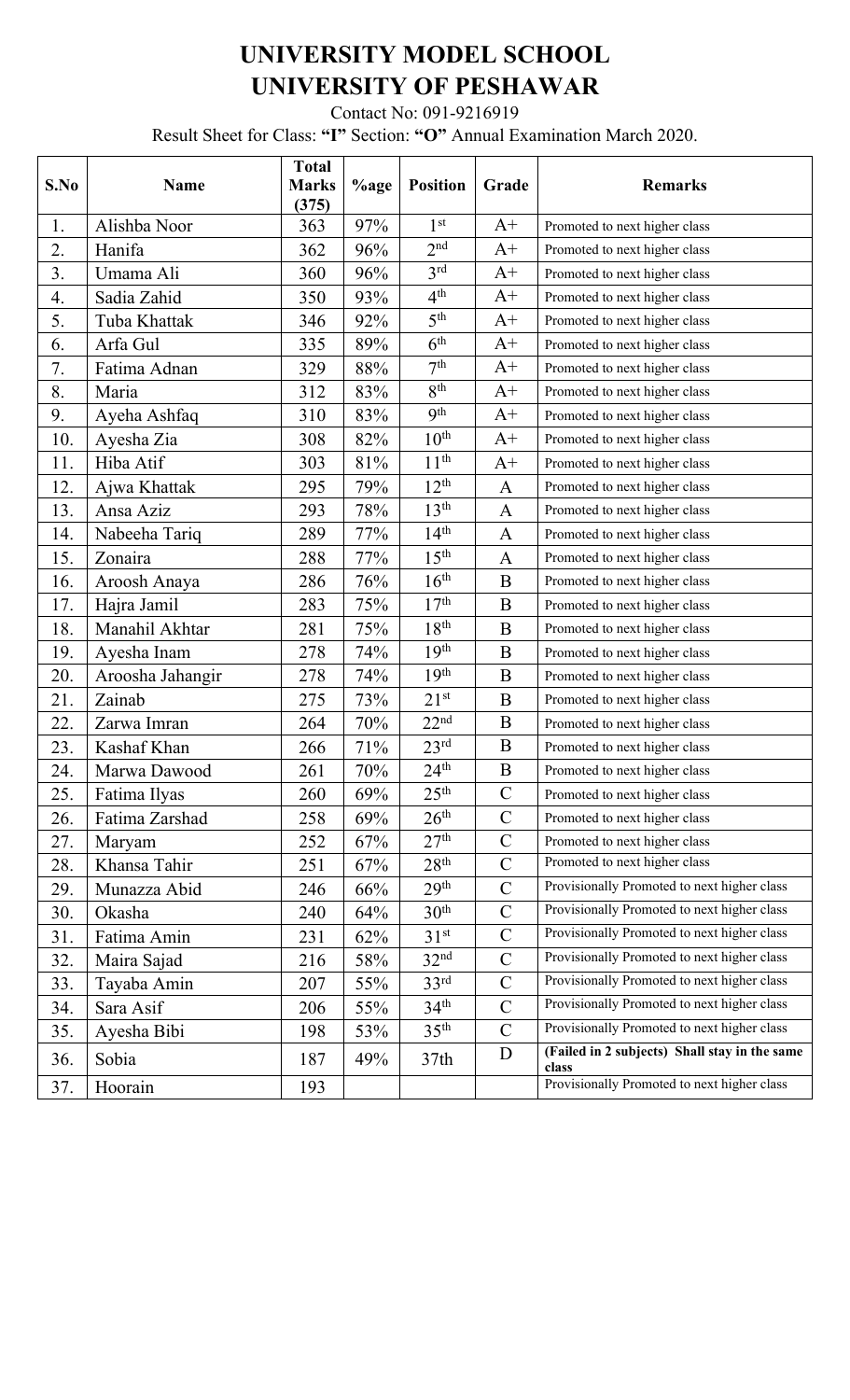# UNIVERSITY MODEL SCHOOL
# UNIVERSITY OF PESHAWAR

Contact No: 091-9216919

Result Sheet for Class: **"I"** Section: **"O"** Annual Examination March 2020.

| S.No | Name | Total Marks (375) | %age | Position | Grade | Remarks |
|---|---|---|---|---|---|---|
| 1. | Alishba Noor | 363 | 97% | 1st | A+ | Promoted to next higher class |
| 2. | Hanifa | 362 | 96% | 2nd | A+ | Promoted to next higher class |
| 3. | Umama Ali | 360 | 96% | 3rd | A+ | Promoted to next higher class |
| 4. | Sadia Zahid | 350 | 93% | 4th | A+ | Promoted to next higher class |
| 5. | Tuba Khattak | 346 | 92% | 5th | A+ | Promoted to next higher class |
| 6. | Arfa Gul | 335 | 89% | 6th | A+ | Promoted to next higher class |
| 7. | Fatima Adnan | 329 | 88% | 7th | A+ | Promoted to next higher class |
| 8. | Maria | 312 | 83% | 8th | A+ | Promoted to next higher class |
| 9. | Ayeha Ashfaq | 310 | 83% | 9th | A+ | Promoted to next higher class |
| 10. | Ayesha Zia | 308 | 82% | 10th | A+ | Promoted to next higher class |
| 11. | Hiba Atif | 303 | 81% | 11th | A+ | Promoted to next higher class |
| 12. | Ajwa Khattak | 295 | 79% | 12th | A | Promoted to next higher class |
| 13. | Ansa Aziz | 293 | 78% | 13th | A | Promoted to next higher class |
| 14. | Nabeeha Tariq | 289 | 77% | 14th | A | Promoted to next higher class |
| 15. | Zonaira | 288 | 77% | 15th | A | Promoted to next higher class |
| 16. | Aroosh Anaya | 286 | 76% | 16th | B | Promoted to next higher class |
| 17. | Hajra Jamil | 283 | 75% | 17th | B | Promoted to next higher class |
| 18. | Manahil Akhtar | 281 | 75% | 18th | B | Promoted to next higher class |
| 19. | Ayesha Inam | 278 | 74% | 19th | B | Promoted to next higher class |
| 20. | Aroosha Jahangir | 278 | 74% | 19th | B | Promoted to next higher class |
| 21. | Zainab | 275 | 73% | 21st | B | Promoted to next higher class |
| 22. | Zarwa Imran | 264 | 70% | 22nd | B | Promoted to next higher class |
| 23. | Kashaf Khan | 266 | 71% | 23rd | B | Promoted to next higher class |
| 24. | Marwa Dawood | 261 | 70% | 24th | B | Promoted to next higher class |
| 25. | Fatima Ilyas | 260 | 69% | 25th | C | Promoted to next higher class |
| 26. | Fatima Zarshad | 258 | 69% | 26th | C | Promoted to next higher class |
| 27. | Maryam | 252 | 67% | 27th | C | Promoted to next higher class |
| 28. | Khansa Tahir | 251 | 67% | 28th | C | Promoted to next higher class |
| 29. | Munazza Abid | 246 | 66% | 29th | C | Provisionally Promoted to next higher class |
| 30. | Okasha | 240 | 64% | 30th | C | Provisionally Promoted to next higher class |
| 31. | Fatima Amin | 231 | 62% | 31st | C | Provisionally Promoted to next higher class |
| 32. | Maira Sajad | 216 | 58% | 32nd | C | Provisionally Promoted to next higher class |
| 33. | Tayaba Amin | 207 | 55% | 33rd | C | Provisionally Promoted to next higher class |
| 34. | Sara Asif | 206 | 55% | 34th | C | Provisionally Promoted to next higher class |
| 35. | Ayesha Bibi | 198 | 53% | 35th | C | Provisionally Promoted to next higher class |
| 36. | Sobia | 187 | 49% | 37th | D | **(Failed in 2 subjects) Shall stay in the same class** |
| 37. | Hoorain | 193 | | | | Provisionally Promoted to next higher class |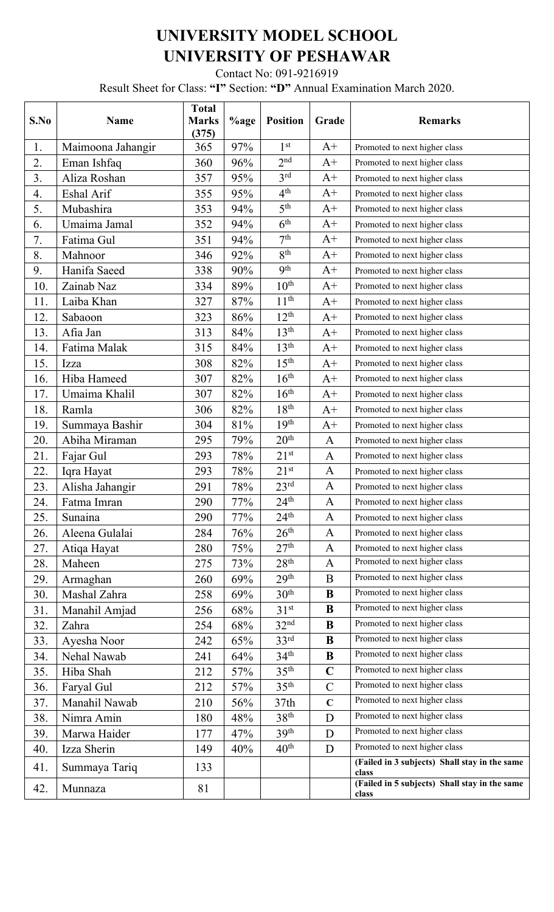# UNIVERSITY MODEL SCHOOL
# UNIVERSITY OF PESHAWAR

Contact No: 091-9216919

Result Sheet for Class: **"I"** Section: **"D"** Annual Examination March 2020.

| S.No | Name | Total Marks (375) | %age | Position | Grade | Remarks |
|---|---|---|---|---|---|---|
| 1. | Maimoona Jahangir | 365 | 97% | 1st | A+ | Promoted to next higher class |
| 2. | Eman Ishfaq | 360 | 96% | 2nd | A+ | Promoted to next higher class |
| 3. | Aliza Roshan | 357 | 95% | 3rd | A+ | Promoted to next higher class |
| 4. | Eshal Arif | 355 | 95% | 4th | A+ | Promoted to next higher class |
| 5. | Mubashira | 353 | 94% | 5th | A+ | Promoted to next higher class |
| 6. | Umaima Jamal | 352 | 94% | 6th | A+ | Promoted to next higher class |
| 7. | Fatima Gul | 351 | 94% | 7th | A+ | Promoted to next higher class |
| 8. | Mahnoor | 346 | 92% | 8th | A+ | Promoted to next higher class |
| 9. | Hanifa Saeed | 338 | 90% | 9th | A+ | Promoted to next higher class |
| 10. | Zainab Naz | 334 | 89% | 10th | A+ | Promoted to next higher class |
| 11. | Laiba Khan | 327 | 87% | 11th | A+ | Promoted to next higher class |
| 12. | Sabaoon | 323 | 86% | 12th | A+ | Promoted to next higher class |
| 13. | Afia Jan | 313 | 84% | 13th | A+ | Promoted to next higher class |
| 14. | Fatima Malak | 315 | 84% | 13th | A+ | Promoted to next higher class |
| 15. | Izza | 308 | 82% | 15th | A+ | Promoted to next higher class |
| 16. | Hiba Hameed | 307 | 82% | 16th | A+ | Promoted to next higher class |
| 17. | Umaima Khalil | 307 | 82% | 16th | A+ | Promoted to next higher class |
| 18. | Ramla | 306 | 82% | 18th | A+ | Promoted to next higher class |
| 19. | Summaya Bashir | 304 | 81% | 19th | A+ | Promoted to next higher class |
| 20. | Abiha Miraman | 295 | 79% | 20th | A | Promoted to next higher class |
| 21. | Fajar Gul | 293 | 78% | 21st | A | Promoted to next higher class |
| 22. | Iqra Hayat | 293 | 78% | 21st | A | Promoted to next higher class |
| 23. | Alisha Jahangir | 291 | 78% | 23rd | A | Promoted to next higher class |
| 24. | Fatma Imran | 290 | 77% | 24th | A | Promoted to next higher class |
| 25. | Sunaina | 290 | 77% | 24th | A | Promoted to next higher class |
| 26. | Aleena Gulalai | 284 | 76% | 26th | A | Promoted to next higher class |
| 27. | Atiqa Hayat | 280 | 75% | 27th | A | Promoted to next higher class |
| 28. | Maheen | 275 | 73% | 28th | A | Promoted to next higher class |
| 29. | Armaghan | 260 | 69% | 29th | B | Promoted to next higher class |
| 30. | Mashal Zahra | 258 | 69% | 30th | **B** | Promoted to next higher class |
| 31. | Manahil Amjad | 256 | 68% | 31st | **B** | Promoted to next higher class |
| 32. | Zahra | 254 | 68% | 32nd | **B** | Promoted to next higher class |
| 33. | Ayesha Noor | 242 | 65% | 33rd | **B** | Promoted to next higher class |
| 34. | Nehal Nawab | 241 | 64% | 34th | **B** | Promoted to next higher class |
| 35. | Hiba Shah | 212 | 57% | 35th | **C** | Promoted to next higher class |
| 36. | Faryal Gul | 212 | 57% | 35th | C | Promoted to next higher class |
| 37. | Manahil Nawab | 210 | 56% | 37th | **C** | Promoted to next higher class |
| 38. | Nimra Amin | 180 | 48% | 38th | D | Promoted to next higher class |
| 39. | Marwa Haider | 177 | 47% | 39th | D | Promoted to next higher class |
| 40. | Izza Sherin | 149 | 40% | 40th | D | Promoted to next higher class |
| 41. | Summaya Tariq | 133 | | | | **(Failed in 3 subjects) Shall stay in the same class** |
| 42. | Munnaza | 81 | | | | **(Failed in 5 subjects) Shall stay in the same class** |